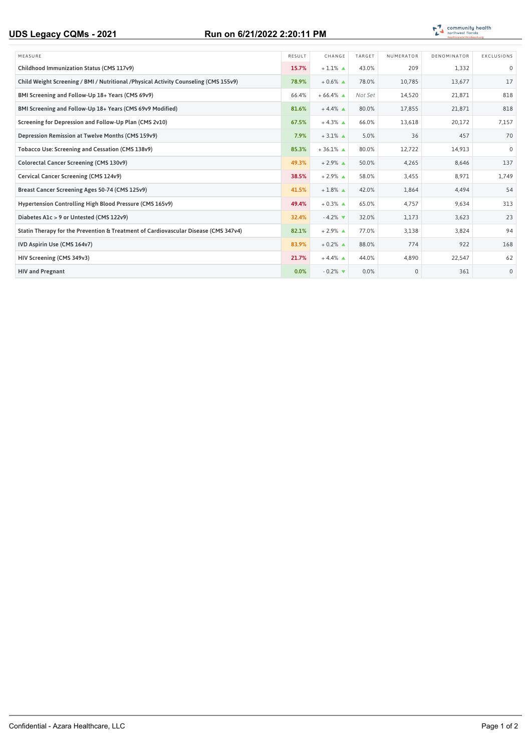# UDS Legacy CQMs - 2021

**Run on 6/21/2022 2:20:11 PM**

| MEASURE | RESULT | CHANGE | TARGET | NUMERATOR | DENOMINATOR | EXCLUSIONS |
|---|---|---|---|---|---|---|
| Childhood Immunization Status (CMS 117v9) | 15.7% | + 1.1% ▲ | 43.0% | 209 | 1,332 | 0 |
| Child Weight Screening / BMI / Nutritional /Physical Activity Counseling (CMS 155v9) | 78.9% | + 0.6% ▲ | 78.0% | 10,785 | 13,677 | 17 |
| BMI Screening and Follow-Up 18+ Years (CMS 69v9) | 66.4% | + 66.4% ▲ | *Not Set* | 14,520 | 21,871 | 818 |
| BMI Screening and Follow-Up 18+ Years (CMS 69v9 Modified) | 81.6% | + 4.4% ▲ | 80.0% | 17,855 | 21,871 | 818 |
| Screening for Depression and Follow-Up Plan (CMS 2v10) | 67.5% | + 4.3% ▲ | 66.0% | 13,618 | 20,172 | 7,157 |
| Depression Remission at Twelve Months (CMS 159v9) | 7.9% | + 3.1% ▲ | 5.0% | 36 | 457 | 70 |
| Tobacco Use: Screening and Cessation (CMS 138v9) | 85.3% | + 36.1% ▲ | 80.0% | 12,722 | 14,913 | 0 |
| Colorectal Cancer Screening (CMS 130v9) | 49.3% | + 2.9% ▲ | 50.0% | 4,265 | 8,646 | 137 |
| Cervical Cancer Screening (CMS 124v9) | 38.5% | + 2.9% ▲ | 58.0% | 3,455 | 8,971 | 1,749 |
| Breast Cancer Screening Ages 50-74 (CMS 125v9) | 41.5% | + 1.8% ▲ | 42.0% | 1,864 | 4,494 | 54 |
| Hypertension Controlling High Blood Pressure (CMS 165v9) | 49.4% | + 0.3% ▲ | 65.0% | 4,757 | 9,634 | 313 |
| Diabetes A1c > 9 or Untested (CMS 122v9) | 32.4% | - 4.2% ▼ | 32.0% | 1,173 | 3,623 | 23 |
| Statin Therapy for the Prevention & Treatment of Cardiovascular Disease (CMS 347v4) | 82.1% | + 2.9% ▲ | 77.0% | 3,138 | 3,824 | 94 |
| IVD Aspirin Use (CMS 164v7) | 83.9% | + 0.2% ▲ | 88.0% | 774 | 922 | 168 |
| HIV Screening (CMS 349v3) | 21.7% | + 4.4% ▲ | 44.0% | 4,890 | 22,547 | 62 |
| HIV and Pregnant | 0.0% | - 0.2% ▼ | 0.0% | 0 | 361 | 0 |

Confidential - Azara Healthcare, LLC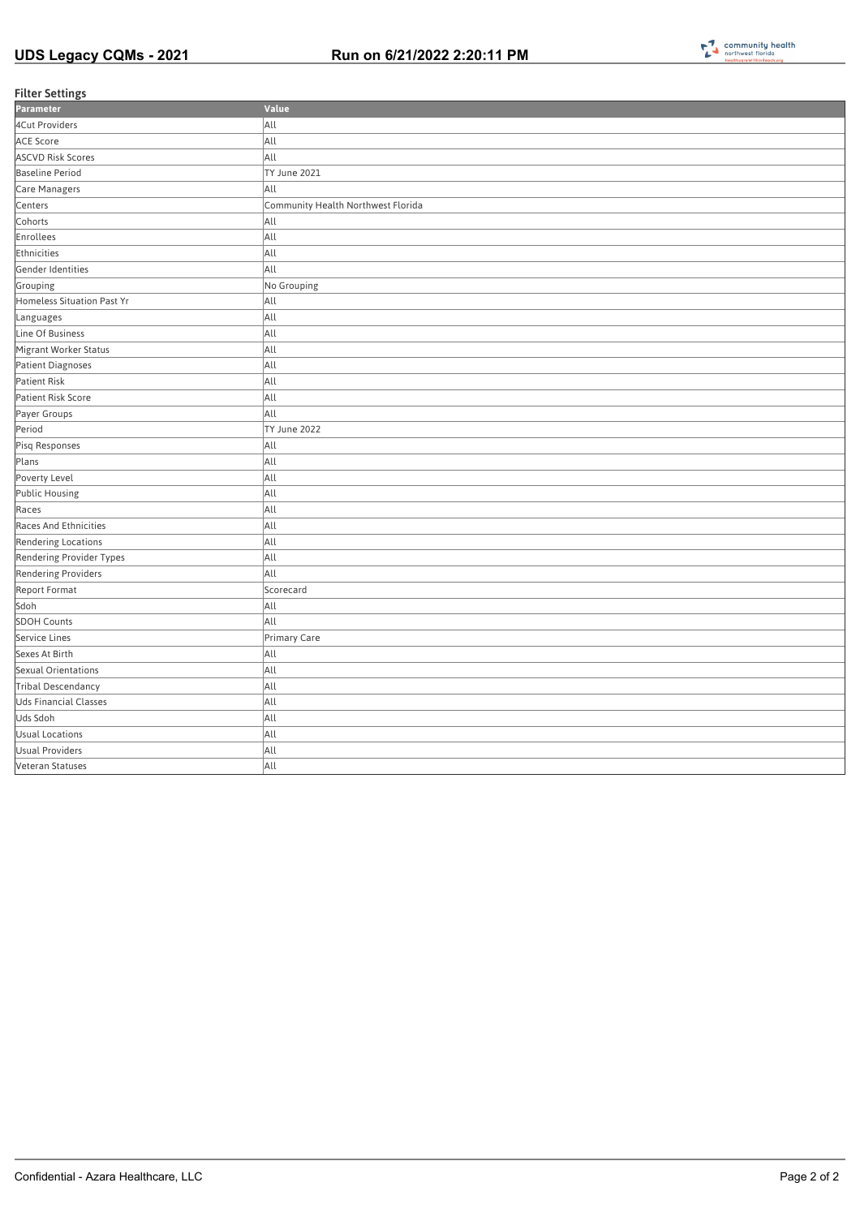## Filter Settings

| Parameter | Value |
|---|---|
| 4Cut Providers | All |
| ACE Score | All |
| ASCVD Risk Scores | All |
| Baseline Period | TY June 2021 |
| Care Managers | All |
| Centers | Community Health Northwest Florida |
| Cohorts | All |
| Enrollees | All |
| Ethnicities | All |
| Gender Identities | All |
| Grouping | No Grouping |
| Homeless Situation Past Yr | All |
| Languages | All |
| Line Of Business | All |
| Migrant Worker Status | All |
| Patient Diagnoses | All |
| Patient Risk | All |
| Patient Risk Score | All |
| Payer Groups | All |
| Period | TY June 2022 |
| Pisq Responses | All |
| Plans | All |
| Poverty Level | All |
| Public Housing | All |
| Races | All |
| Races And Ethnicities | All |
| Rendering Locations | All |
| Rendering Provider Types | All |
| Rendering Providers | All |
| Report Format | Scorecard |
| Sdoh | All |
| SDOH Counts | All |
| Service Lines | Primary Care |
| Sexes At Birth | All |
| Sexual Orientations | All |
| Tribal Descendancy | All |
| Uds Financial Classes | All |
| Uds Sdoh | All |
| Usual Locations | All |
| Usual Providers | All |
| Veteran Statuses | All |